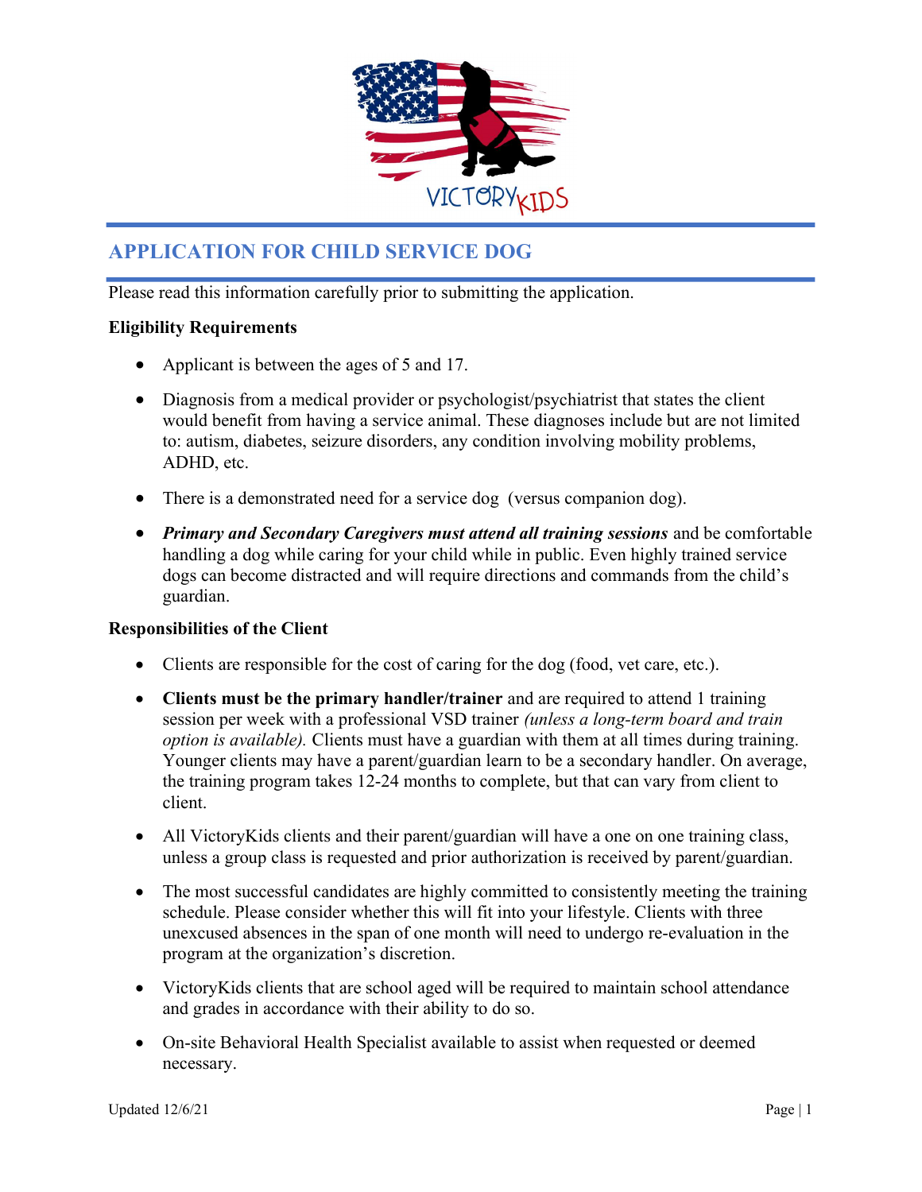# APPLICATION FOR CHILD SERVICE DOG

Please read this information carefully prior to submitting the application.

**Eligibility Requirements**

- Applicant is between the ages of 5 and 17.
- Diagnosis from a medical provider or psychologist/psychiatrist that states the client would benefit from having a service animal. These diagnoses include but are not limited to: autism, diabetes, seizure disorders, any condition involving mobility problems, ADHD, etc.
- There is a demonstrated need for a service dog (versus companion dog).
- ***Primary and Secondary Caregivers must attend all training sessions*** and be comfortable handling a dog while caring for your child while in public. Even highly trained service dogs can become distracted and will require directions and commands from the child's guardian.

**Responsibilities of the Client**

- Clients are responsible for the cost of caring for the dog (food, vet care, etc.).
- **Clients must be the primary handler/trainer** and are required to attend 1 training session per week with a professional VSD trainer *(unless a long-term board and train option is available).* Clients must have a guardian with them at all times during training. Younger clients may have a parent/guardian learn to be a secondary handler. On average, the training program takes 12-24 months to complete, but that can vary from client to client.
- All VictoryKids clients and their parent/guardian will have a one on one training class, unless a group class is requested and prior authorization is received by parent/guardian.
- The most successful candidates are highly committed to consistently meeting the training schedule. Please consider whether this will fit into your lifestyle. Clients with three unexcused absences in the span of one month will need to undergo re-evaluation in the program at the organization's discretion.
- VictoryKids clients that are school aged will be required to maintain school attendance and grades in accordance with their ability to do so.
- On-site Behavioral Health Specialist available to assist when requested or deemed necessary.

Updated 12/6/21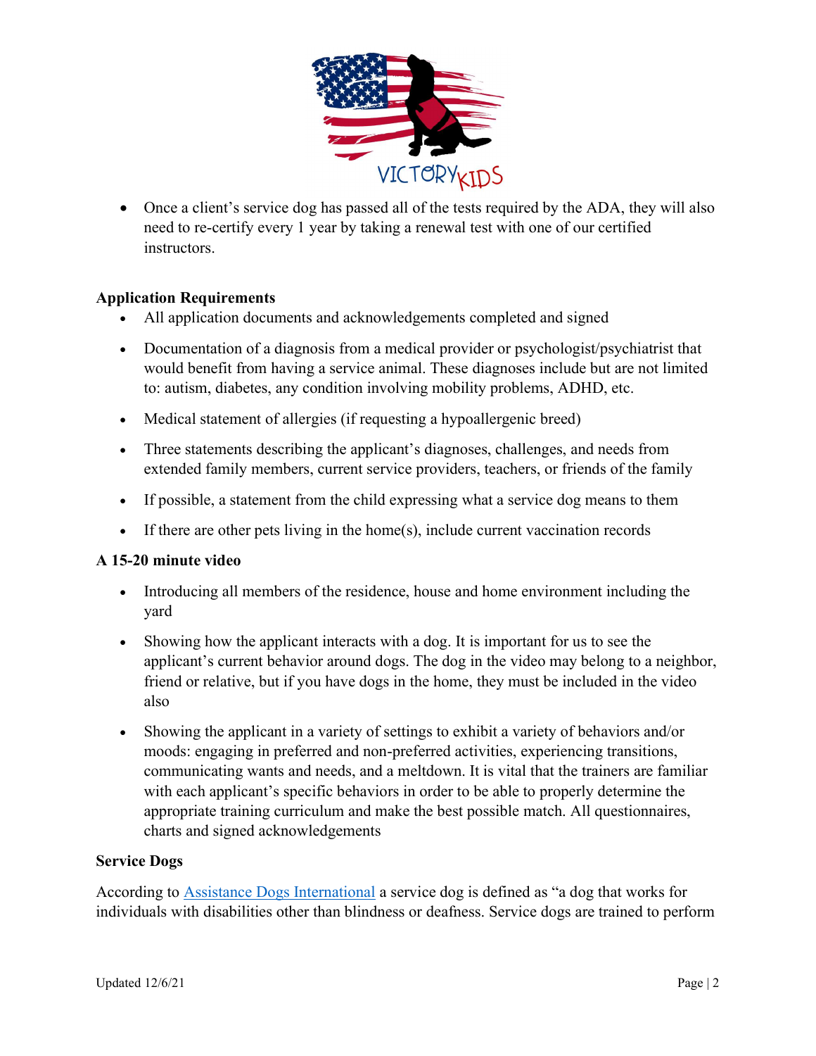- Once a client's service dog has passed all of the tests required by the ADA, they will also need to re-certify every 1 year by taking a renewal test with one of our certified instructors.

**Application Requirements**

- All application documents and acknowledgements completed and signed
- Documentation of a diagnosis from a medical provider or psychologist/psychiatrist that would benefit from having a service animal. These diagnoses include but are not limited to: autism, diabetes, any condition involving mobility problems, ADHD, etc.
- Medical statement of allergies (if requesting a hypoallergenic breed)
- Three statements describing the applicant's diagnoses, challenges, and needs from extended family members, current service providers, teachers, or friends of the family
- If possible, a statement from the child expressing what a service dog means to them
- If there are other pets living in the home(s), include current vaccination records

**A 15-20 minute video**

- Introducing all members of the residence, house and home environment including the yard
- Showing how the applicant interacts with a dog. It is important for us to see the applicant's current behavior around dogs. The dog in the video may belong to a neighbor, friend or relative, but if you have dogs in the home, they must be included in the video also
- Showing the applicant in a variety of settings to exhibit a variety of behaviors and/or moods: engaging in preferred and non-preferred activities, experiencing transitions, communicating wants and needs, and a meltdown. It is vital that the trainers are familiar with each applicant's specific behaviors in order to be able to properly determine the appropriate training curriculum and make the best possible match. All questionnaires, charts and signed acknowledgements

**Service Dogs**

According to Assistance Dogs International a service dog is defined as "a dog that works for individuals with disabilities other than blindness or deafness. Service dogs are trained to perform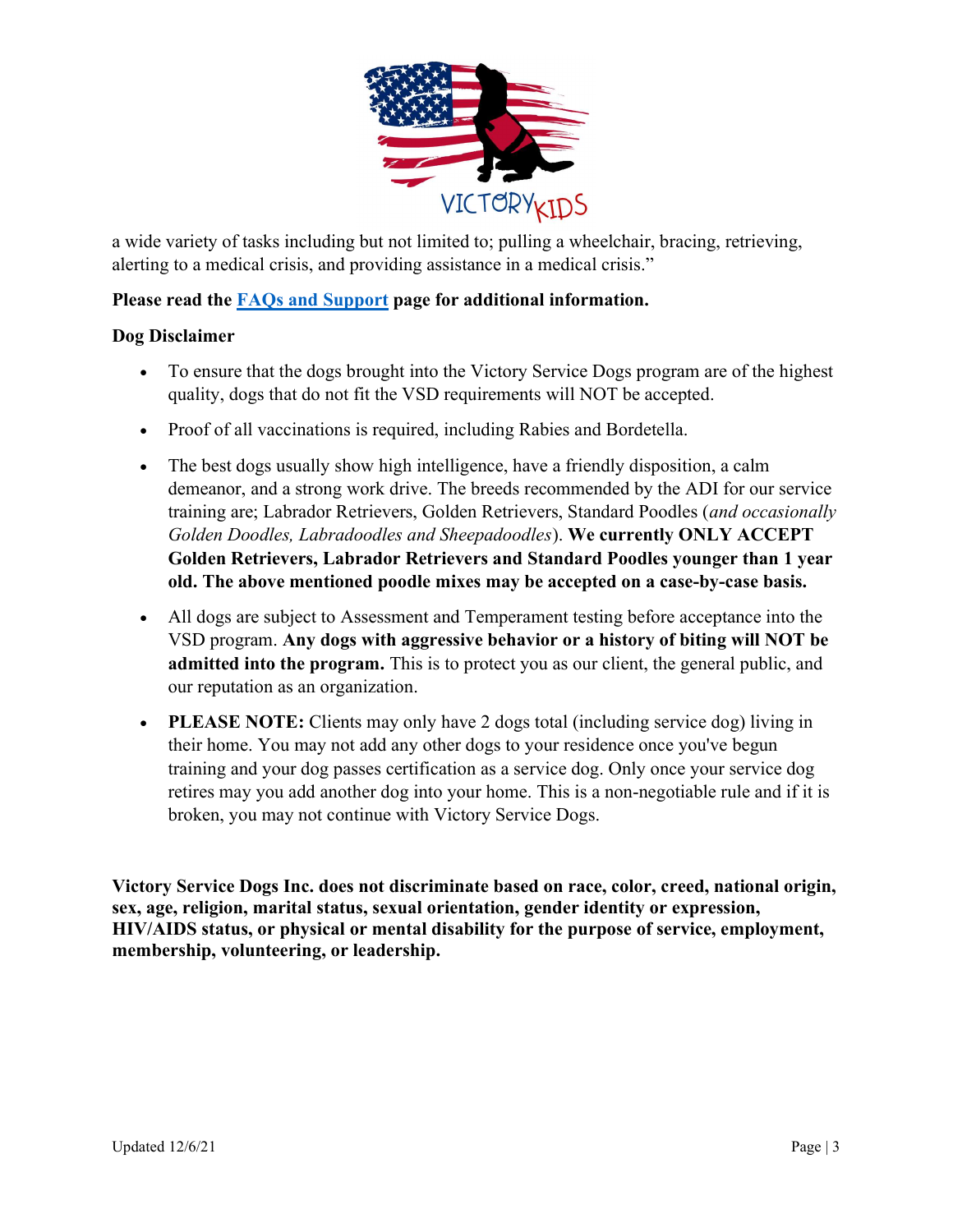a wide variety of tasks including but not limited to; pulling a wheelchair, bracing, retrieving, alerting to a medical crisis, and providing assistance in a medical crisis."

**Please read the [FAQs and Support](#) page for additional information.**

**Dog Disclaimer**

- To ensure that the dogs brought into the Victory Service Dogs program are of the highest quality, dogs that do not fit the VSD requirements will NOT be accepted.
- Proof of all vaccinations is required, including Rabies and Bordetella.
- The best dogs usually show high intelligence, have a friendly disposition, a calm demeanor, and a strong work drive. The breeds recommended by the ADI for our service training are; Labrador Retrievers, Golden Retrievers, Standard Poodles (*and occasionally Golden Doodles, Labradoodles and Sheepadoodles*). **We currently ONLY ACCEPT Golden Retrievers, Labrador Retrievers and Standard Poodles younger than 1 year old. The above mentioned poodle mixes may be accepted on a case-by-case basis.**
- All dogs are subject to Assessment and Temperament testing before acceptance into the VSD program. **Any dogs with aggressive behavior or a history of biting will NOT be admitted into the program.** This is to protect you as our client, the general public, and our reputation as an organization.
- **PLEASE NOTE:** Clients may only have 2 dogs total (including service dog) living in their home. You may not add any other dogs to your residence once you've begun training and your dog passes certification as a service dog. Only once your service dog retires may you add another dog into your home. This is a non-negotiable rule and if it is broken, you may not continue with Victory Service Dogs.

**Victory Service Dogs Inc. does not discriminate based on race, color, creed, national origin, sex, age, religion, marital status, sexual orientation, gender identity or expression, HIV/AIDS status, or physical or mental disability for the purpose of service, employment, membership, volunteering, or leadership.**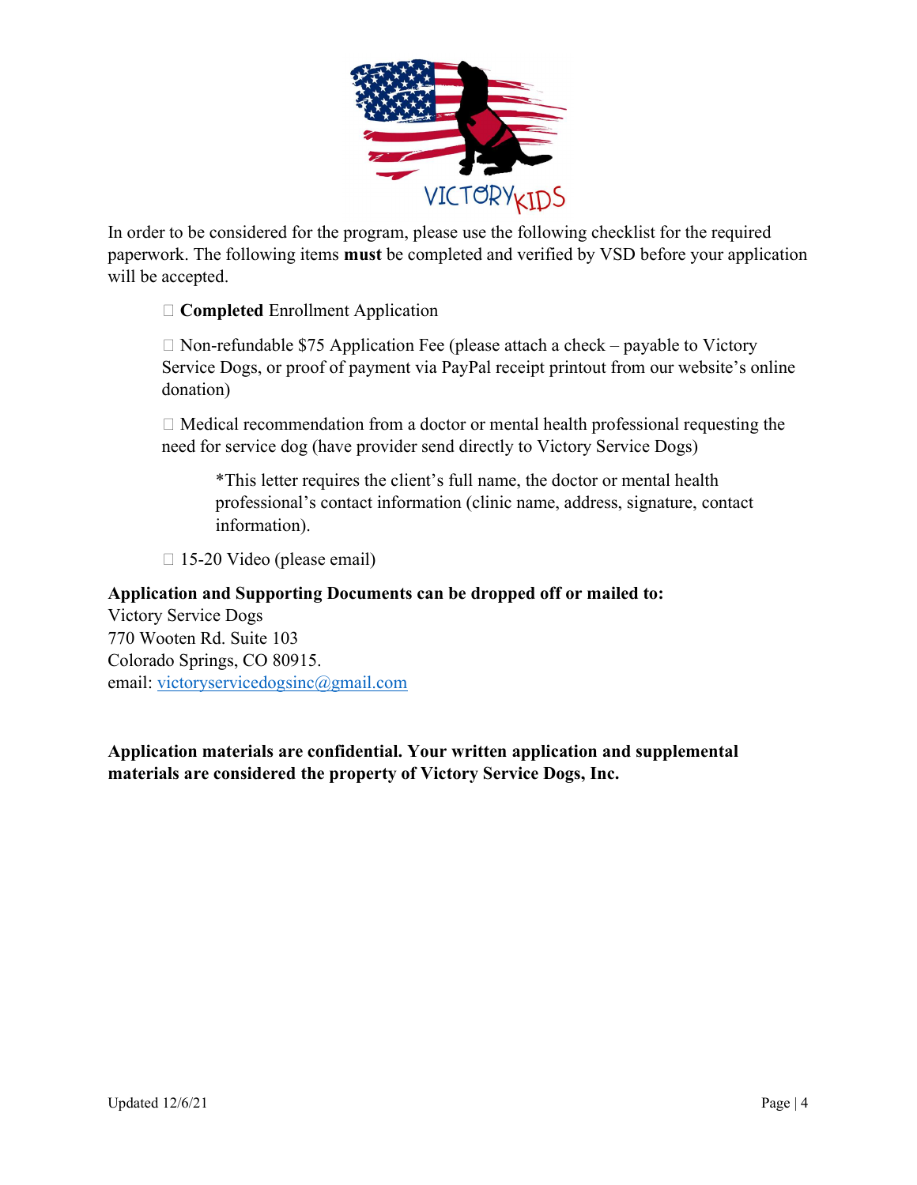In order to be considered for the program, please use the following checklist for the required paperwork. The following items **must** be completed and verified by VSD before your application will be accepted.

- ☐ **Completed** Enrollment Application
- ☐ Non-refundable $75 Application Fee (please attach a check – payable to Victory Service Dogs, or proof of payment via PayPal receipt printout from our website's online donation)
- ☐ Medical recommendation from a doctor or mental health professional requesting the need for service dog (have provider send directly to Victory Service Dogs)

  *This letter requires the client's full name, the doctor or mental health professional's contact information (clinic name, address, signature, contact information).

- ☐ 15-20 Video (please email)

**Application and Supporting Documents can be dropped off or mailed to:**
Victory Service Dogs
770 Wooten Rd. Suite 103
Colorado Springs, CO 80915.
email: victoryservicedogsinc@gmail.com

**Application materials are confidential. Your written application and supplemental materials are considered the property of Victory Service Dogs, Inc.**

Updated 12/6/21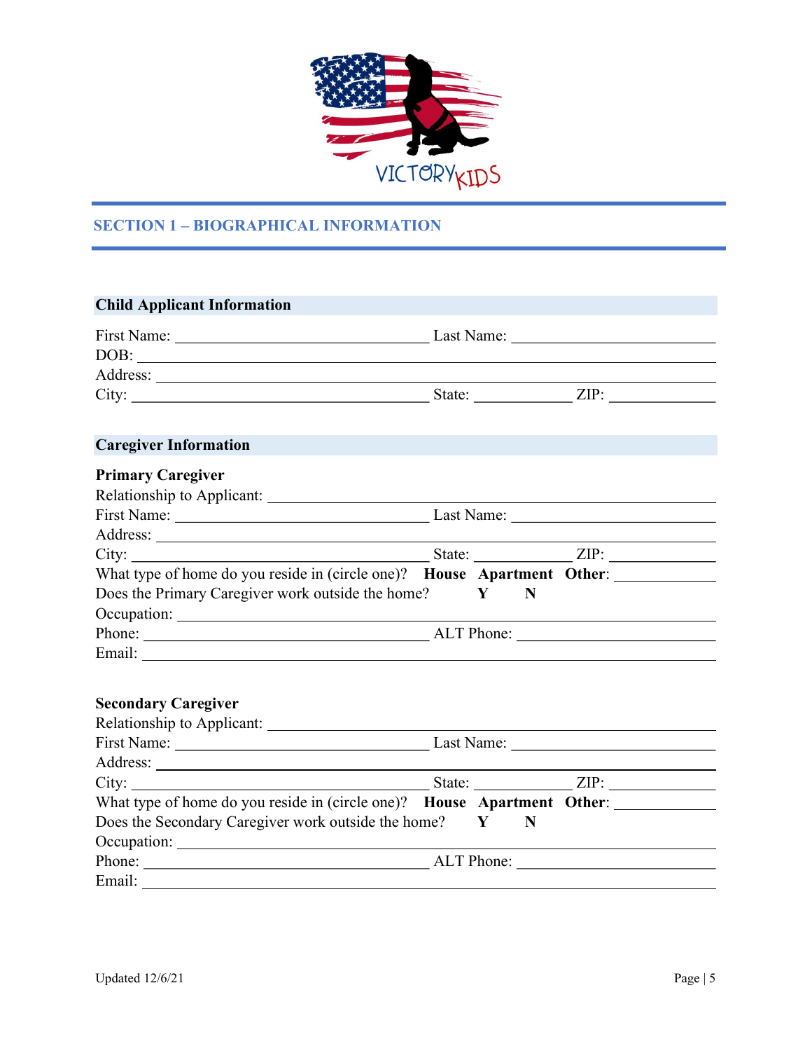## SECTION 1 – BIOGRAPHICAL INFORMATION

### Child Applicant Information

First Name: ______________________ Last Name: ______________________
DOB: ______________________________________________
Address: ______________________________________________
City: ______________________ State: __________ ZIP: __________

### Caregiver Information

**Primary Caregiver**

Relationship to Applicant: ______________________________________________
First Name: ______________________ Last Name: ______________________
Address: ______________________________________________
City: ______________________ State: __________ ZIP: __________
What type of home do you reside in (circle one)? **House** **Apartment** **Other**: __________
Does the Primary Caregiver work outside the home? **Y** **N**
Occupation: ______________________________________________
Phone: ______________________ ALT Phone: ______________________
Email: ______________________________________________

**Secondary Caregiver**

Relationship to Applicant: ______________________________________________
First Name: ______________________ Last Name: ______________________
Address: ______________________________________________
City: ______________________ State: __________ ZIP: __________
What type of home do you reside in (circle one)? **House** **Apartment** **Other**: __________
Does the Secondary Caregiver work outside the home? **Y** **N**
Occupation: ______________________________________________
Phone: ______________________ ALT Phone: ______________________
Email: ______________________________________________

Updated 12/6/21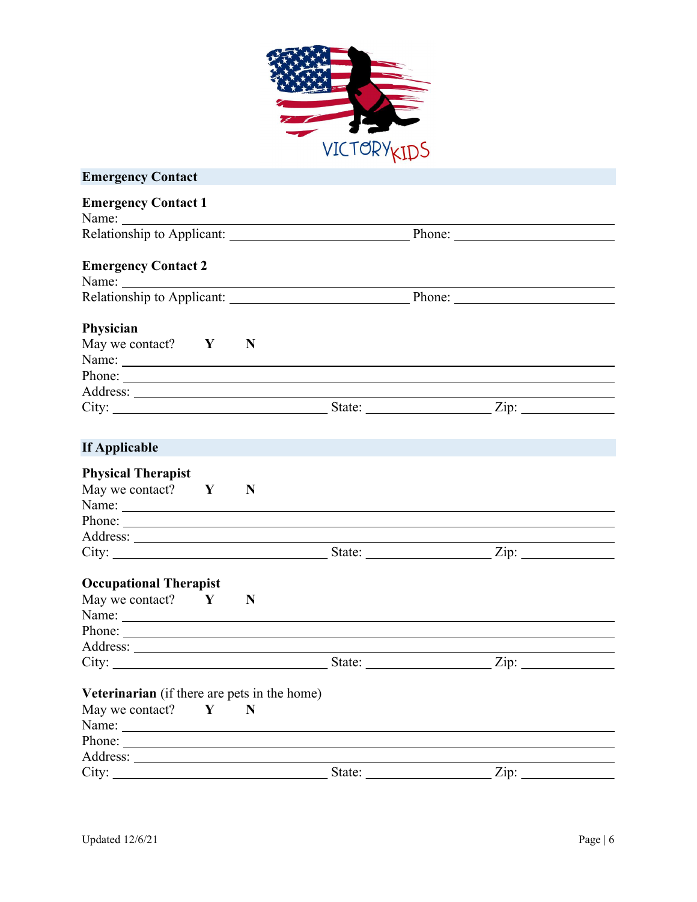VICTORY KIDS

## Emergency Contact

**Emergency Contact 1**

Name: ______________________________________________

Relationship to Applicant: ______________________ Phone: ________________

**Emergency Contact 2**

Name: ______________________________________________

Relationship to Applicant: ______________________ Phone: ________________

**Physician**

May we contact? **Y** **N**

Name: ______________________________________________

Phone: ______________________________________________

Address: ______________________________________________

City: ______________________ State: ______________ Zip: __________

## If Applicable

**Physical Therapist**

May we contact? **Y** **N**

Name: ______________________________________________

Phone: ______________________________________________

Address: ______________________________________________

City: ______________________ State: ______________ Zip: __________

**Occupational Therapist**

May we contact? **Y** **N**

Name: ______________________________________________

Phone: ______________________________________________

Address: ______________________________________________

City: ______________________ State: ______________ Zip: __________

**Veterinarian** (if there are pets in the home)

May we contact? **Y** **N**

Name: ______________________________________________

Phone: ______________________________________________

Address: ______________________________________________

City: ______________________ State: ______________ Zip: __________

Updated 12/6/21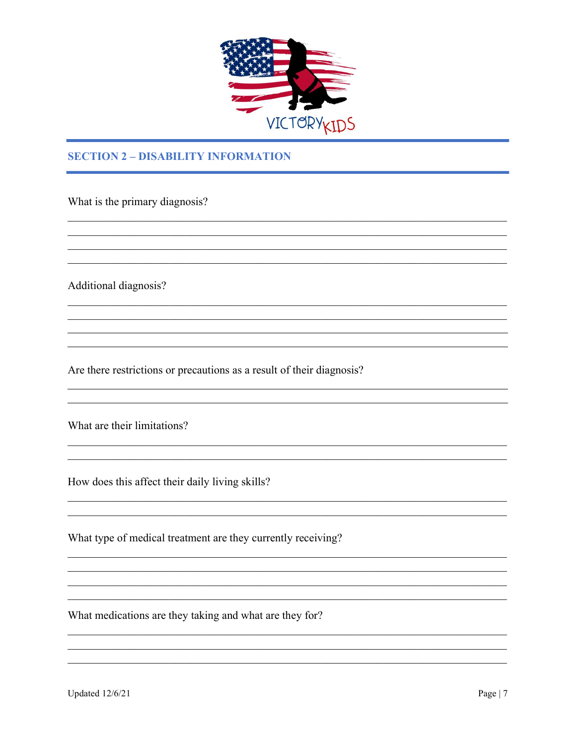## SECTION 2 – DISABILITY INFORMATION

What is the primary diagnosis?

\_\_\_\_\_\_\_\_\_\_\_\_\_\_\_\_\_\_\_\_\_\_\_\_\_\_\_\_\_\_\_\_\_\_\_\_\_\_\_\_\_\_\_\_\_\_\_\_\_\_\_\_\_\_\_\_\_\_\_\_\_\_\_\_\_\_\_\_\_\_\_\_\_\_\_\_

\_\_\_\_\_\_\_\_\_\_\_\_\_\_\_\_\_\_\_\_\_\_\_\_\_\_\_\_\_\_\_\_\_\_\_\_\_\_\_\_\_\_\_\_\_\_\_\_\_\_\_\_\_\_\_\_\_\_\_\_\_\_\_\_\_\_\_\_\_\_\_\_\_\_\_\_

\_\_\_\_\_\_\_\_\_\_\_\_\_\_\_\_\_\_\_\_\_\_\_\_\_\_\_\_\_\_\_\_\_\_\_\_\_\_\_\_\_\_\_\_\_\_\_\_\_\_\_\_\_\_\_\_\_\_\_\_\_\_\_\_\_\_\_\_\_\_\_\_\_\_\_\_

\_\_\_\_\_\_\_\_\_\_\_\_\_\_\_\_\_\_\_\_\_\_\_\_\_\_\_\_\_\_\_\_\_\_\_\_\_\_\_\_\_\_\_\_\_\_\_\_\_\_\_\_\_\_\_\_\_\_\_\_\_\_\_\_\_\_\_\_\_\_\_\_\_\_\_\_

Additional diagnosis?

\_\_\_\_\_\_\_\_\_\_\_\_\_\_\_\_\_\_\_\_\_\_\_\_\_\_\_\_\_\_\_\_\_\_\_\_\_\_\_\_\_\_\_\_\_\_\_\_\_\_\_\_\_\_\_\_\_\_\_\_\_\_\_\_\_\_\_\_\_\_\_\_\_\_\_\_

\_\_\_\_\_\_\_\_\_\_\_\_\_\_\_\_\_\_\_\_\_\_\_\_\_\_\_\_\_\_\_\_\_\_\_\_\_\_\_\_\_\_\_\_\_\_\_\_\_\_\_\_\_\_\_\_\_\_\_\_\_\_\_\_\_\_\_\_\_\_\_\_\_\_\_\_

\_\_\_\_\_\_\_\_\_\_\_\_\_\_\_\_\_\_\_\_\_\_\_\_\_\_\_\_\_\_\_\_\_\_\_\_\_\_\_\_\_\_\_\_\_\_\_\_\_\_\_\_\_\_\_\_\_\_\_\_\_\_\_\_\_\_\_\_\_\_\_\_\_\_\_\_

\_\_\_\_\_\_\_\_\_\_\_\_\_\_\_\_\_\_\_\_\_\_\_\_\_\_\_\_\_\_\_\_\_\_\_\_\_\_\_\_\_\_\_\_\_\_\_\_\_\_\_\_\_\_\_\_\_\_\_\_\_\_\_\_\_\_\_\_\_\_\_\_\_\_\_\_

Are there restrictions or precautions as a result of their diagnosis?

\_\_\_\_\_\_\_\_\_\_\_\_\_\_\_\_\_\_\_\_\_\_\_\_\_\_\_\_\_\_\_\_\_\_\_\_\_\_\_\_\_\_\_\_\_\_\_\_\_\_\_\_\_\_\_\_\_\_\_\_\_\_\_\_\_\_\_\_\_\_\_\_\_\_\_\_

\_\_\_\_\_\_\_\_\_\_\_\_\_\_\_\_\_\_\_\_\_\_\_\_\_\_\_\_\_\_\_\_\_\_\_\_\_\_\_\_\_\_\_\_\_\_\_\_\_\_\_\_\_\_\_\_\_\_\_\_\_\_\_\_\_\_\_\_\_\_\_\_\_\_\_\_

What are their limitations?

\_\_\_\_\_\_\_\_\_\_\_\_\_\_\_\_\_\_\_\_\_\_\_\_\_\_\_\_\_\_\_\_\_\_\_\_\_\_\_\_\_\_\_\_\_\_\_\_\_\_\_\_\_\_\_\_\_\_\_\_\_\_\_\_\_\_\_\_\_\_\_\_\_\_\_\_

\_\_\_\_\_\_\_\_\_\_\_\_\_\_\_\_\_\_\_\_\_\_\_\_\_\_\_\_\_\_\_\_\_\_\_\_\_\_\_\_\_\_\_\_\_\_\_\_\_\_\_\_\_\_\_\_\_\_\_\_\_\_\_\_\_\_\_\_\_\_\_\_\_\_\_\_

How does this affect their daily living skills?

\_\_\_\_\_\_\_\_\_\_\_\_\_\_\_\_\_\_\_\_\_\_\_\_\_\_\_\_\_\_\_\_\_\_\_\_\_\_\_\_\_\_\_\_\_\_\_\_\_\_\_\_\_\_\_\_\_\_\_\_\_\_\_\_\_\_\_\_\_\_\_\_\_\_\_\_

\_\_\_\_\_\_\_\_\_\_\_\_\_\_\_\_\_\_\_\_\_\_\_\_\_\_\_\_\_\_\_\_\_\_\_\_\_\_\_\_\_\_\_\_\_\_\_\_\_\_\_\_\_\_\_\_\_\_\_\_\_\_\_\_\_\_\_\_\_\_\_\_\_\_\_\_

What type of medical treatment are they currently receiving?

\_\_\_\_\_\_\_\_\_\_\_\_\_\_\_\_\_\_\_\_\_\_\_\_\_\_\_\_\_\_\_\_\_\_\_\_\_\_\_\_\_\_\_\_\_\_\_\_\_\_\_\_\_\_\_\_\_\_\_\_\_\_\_\_\_\_\_\_\_\_\_\_\_\_\_\_

\_\_\_\_\_\_\_\_\_\_\_\_\_\_\_\_\_\_\_\_\_\_\_\_\_\_\_\_\_\_\_\_\_\_\_\_\_\_\_\_\_\_\_\_\_\_\_\_\_\_\_\_\_\_\_\_\_\_\_\_\_\_\_\_\_\_\_\_\_\_\_\_\_\_\_\_

\_\_\_\_\_\_\_\_\_\_\_\_\_\_\_\_\_\_\_\_\_\_\_\_\_\_\_\_\_\_\_\_\_\_\_\_\_\_\_\_\_\_\_\_\_\_\_\_\_\_\_\_\_\_\_\_\_\_\_\_\_\_\_\_\_\_\_\_\_\_\_\_\_\_\_\_

\_\_\_\_\_\_\_\_\_\_\_\_\_\_\_\_\_\_\_\_\_\_\_\_\_\_\_\_\_\_\_\_\_\_\_\_\_\_\_\_\_\_\_\_\_\_\_\_\_\_\_\_\_\_\_\_\_\_\_\_\_\_\_\_\_\_\_\_\_\_\_\_\_\_\_\_

What medications are they taking and what are they for?

\_\_\_\_\_\_\_\_\_\_\_\_\_\_\_\_\_\_\_\_\_\_\_\_\_\_\_\_\_\_\_\_\_\_\_\_\_\_\_\_\_\_\_\_\_\_\_\_\_\_\_\_\_\_\_\_\_\_\_\_\_\_\_\_\_\_\_\_\_\_\_\_\_\_\_\_

\_\_\_\_\_\_\_\_\_\_\_\_\_\_\_\_\_\_\_\_\_\_\_\_\_\_\_\_\_\_\_\_\_\_\_\_\_\_\_\_\_\_\_\_\_\_\_\_\_\_\_\_\_\_\_\_\_\_\_\_\_\_\_\_\_\_\_\_\_\_\_\_\_\_\_\_

\_\_\_\_\_\_\_\_\_\_\_\_\_\_\_\_\_\_\_\_\_\_\_\_\_\_\_\_\_\_\_\_\_\_\_\_\_\_\_\_\_\_\_\_\_\_\_\_\_\_\_\_\_\_\_\_\_\_\_\_\_\_\_\_\_\_\_\_\_\_\_\_\_\_\_\_

Updated 12/6/21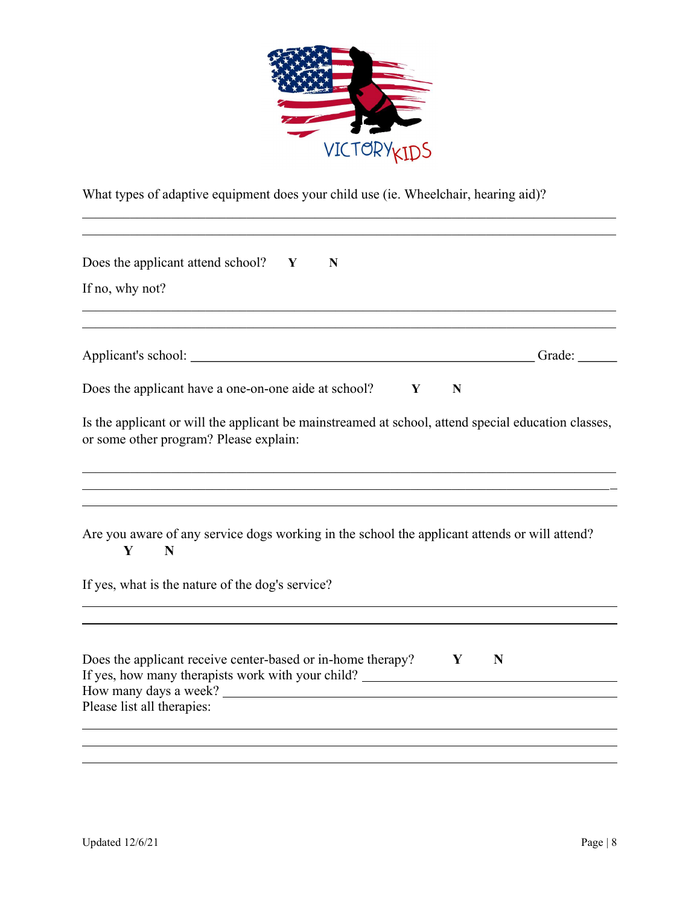What types of adaptive equipment does your child use (ie. Wheelchair, hearing aid)?

\_\_\_\_\_\_\_\_\_\_\_\_\_\_\_\_\_\_\_\_\_\_\_\_\_\_\_\_\_\_\_\_\_\_\_\_\_\_\_\_\_\_\_\_\_\_\_\_\_\_\_\_\_\_\_\_\_\_\_\_\_\_\_\_\_\_\_\_\_\_\_\_\_\_\_\_

\_\_\_\_\_\_\_\_\_\_\_\_\_\_\_\_\_\_\_\_\_\_\_\_\_\_\_\_\_\_\_\_\_\_\_\_\_\_\_\_\_\_\_\_\_\_\_\_\_\_\_\_\_\_\_\_\_\_\_\_\_\_\_\_\_\_\_\_\_\_\_\_\_\_\_\_

Does the applicant attend school? **Y** **N**

If no, why not?

\_\_\_\_\_\_\_\_\_\_\_\_\_\_\_\_\_\_\_\_\_\_\_\_\_\_\_\_\_\_\_\_\_\_\_\_\_\_\_\_\_\_\_\_\_\_\_\_\_\_\_\_\_\_\_\_\_\_\_\_\_\_\_\_\_\_\_\_\_\_\_\_\_\_\_\_

\_\_\_\_\_\_\_\_\_\_\_\_\_\_\_\_\_\_\_\_\_\_\_\_\_\_\_\_\_\_\_\_\_\_\_\_\_\_\_\_\_\_\_\_\_\_\_\_\_\_\_\_\_\_\_\_\_\_\_\_\_\_\_\_\_\_\_\_\_\_\_\_\_\_\_\_

Applicant's school: \_\_\_\_\_\_\_\_\_\_\_\_\_\_\_\_\_\_\_\_\_\_\_\_\_\_\_\_\_\_\_\_\_\_\_\_\_\_\_\_\_\_\_\_\_\_\_\_\_\_ Grade: \_\_\_\_\_\_

Does the applicant have a one-on-one aide at school? **Y** **N**

Is the applicant or will the applicant be mainstreamed at school, attend special education classes, or some other program? Please explain:

\_\_\_\_\_\_\_\_\_\_\_\_\_\_\_\_\_\_\_\_\_\_\_\_\_\_\_\_\_\_\_\_\_\_\_\_\_\_\_\_\_\_\_\_\_\_\_\_\_\_\_\_\_\_\_\_\_\_\_\_\_\_\_\_\_\_\_\_\_\_\_\_\_\_\_\_

\_\_\_\_\_\_\_\_\_\_\_\_\_\_\_\_\_\_\_\_\_\_\_\_\_\_\_\_\_\_\_\_\_\_\_\_\_\_\_\_\_\_\_\_\_\_\_\_\_\_\_\_\_\_\_\_\_\_\_\_\_\_\_\_\_\_\_\_\_\_\_\_\_\_\_\_

\_\_\_\_\_\_\_\_\_\_\_\_\_\_\_\_\_\_\_\_\_\_\_\_\_\_\_\_\_\_\_\_\_\_\_\_\_\_\_\_\_\_\_\_\_\_\_\_\_\_\_\_\_\_\_\_\_\_\_\_\_\_\_\_\_\_\_\_\_\_\_\_\_\_\_\_

Are you aware of any service dogs working in the school the applicant attends or will attend? **Y** **N**

If yes, what is the nature of the dog's service?

\_\_\_\_\_\_\_\_\_\_\_\_\_\_\_\_\_\_\_\_\_\_\_\_\_\_\_\_\_\_\_\_\_\_\_\_\_\_\_\_\_\_\_\_\_\_\_\_\_\_\_\_\_\_\_\_\_\_\_\_\_\_\_\_\_\_\_\_\_\_\_\_\_\_\_\_

\_\_\_\_\_\_\_\_\_\_\_\_\_\_\_\_\_\_\_\_\_\_\_\_\_\_\_\_\_\_\_\_\_\_\_\_\_\_\_\_\_\_\_\_\_\_\_\_\_\_\_\_\_\_\_\_\_\_\_\_\_\_\_\_\_\_\_\_\_\_\_\_\_\_\_\_

Does the applicant receive center-based or in-home therapy? **Y** **N**
If yes, how many therapists work with your child? \_\_\_\_\_\_\_\_\_\_\_\_\_\_\_\_\_\_\_\_\_\_\_\_\_\_\_\_\_\_\_\_\_
How many days a week? \_\_\_\_\_\_\_\_\_\_\_\_\_\_\_\_\_\_\_\_\_\_\_\_\_\_\_\_\_\_\_\_\_\_\_\_\_\_\_\_\_\_\_\_\_\_\_\_\_\_\_\_\_\_\_
Please list all therapies:

\_\_\_\_\_\_\_\_\_\_\_\_\_\_\_\_\_\_\_\_\_\_\_\_\_\_\_\_\_\_\_\_\_\_\_\_\_\_\_\_\_\_\_\_\_\_\_\_\_\_\_\_\_\_\_\_\_\_\_\_\_\_\_\_\_\_\_\_\_\_\_\_\_\_\_\_

\_\_\_\_\_\_\_\_\_\_\_\_\_\_\_\_\_\_\_\_\_\_\_\_\_\_\_\_\_\_\_\_\_\_\_\_\_\_\_\_\_\_\_\_\_\_\_\_\_\_\_\_\_\_\_\_\_\_\_\_\_\_\_\_\_\_\_\_\_\_\_\_\_\_\_\_

\_\_\_\_\_\_\_\_\_\_\_\_\_\_\_\_\_\_\_\_\_\_\_\_\_\_\_\_\_\_\_\_\_\_\_\_\_\_\_\_\_\_\_\_\_\_\_\_\_\_\_\_\_\_\_\_\_\_\_\_\_\_\_\_\_\_\_\_\_\_\_\_\_\_\_\_

Updated 12/6/21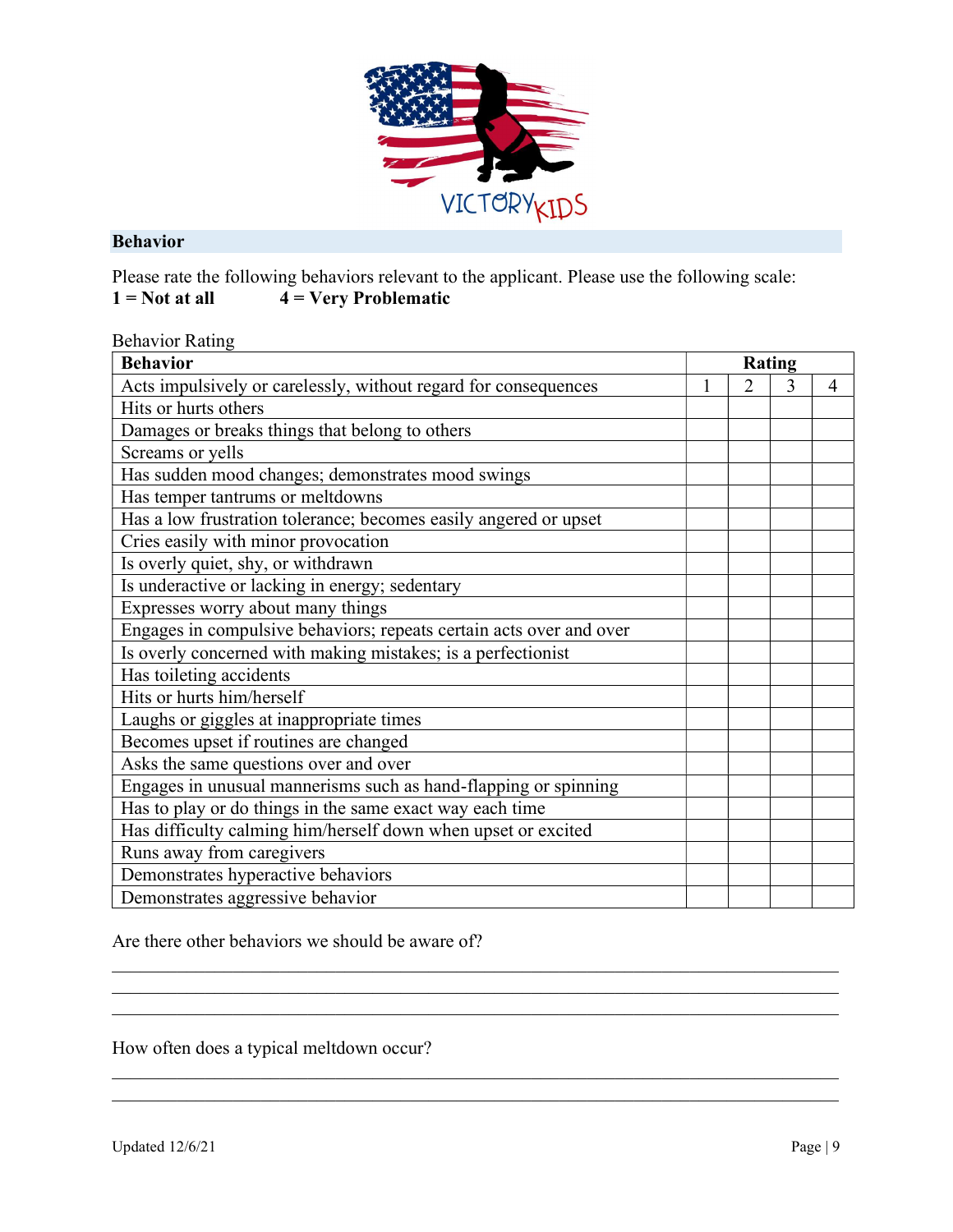## Behavior

Please rate the following behaviors relevant to the applicant. Please use the following scale:
**1 = Not at all** **4 = Very Problematic**

Behavior Rating

| Behavior | Rating | | | |
|---|---|---|---|---|
| Acts impulsively or carelessly, without regard for consequences | 1 | 2 | 3 | 4 |
| Hits or hurts others | | | | |
| Damages or breaks things that belong to others | | | | |
| Screams or yells | | | | |
| Has sudden mood changes; demonstrates mood swings | | | | |
| Has temper tantrums or meltdowns | | | | |
| Has a low frustration tolerance; becomes easily angered or upset | | | | |
| Cries easily with minor provocation | | | | |
| Is overly quiet, shy, or withdrawn | | | | |
| Is underactive or lacking in energy; sedentary | | | | |
| Expresses worry about many things | | | | |
| Engages in compulsive behaviors; repeats certain acts over and over | | | | |
| Is overly concerned with making mistakes; is a perfectionist | | | | |
| Has toileting accidents | | | | |
| Hits or hurts him/herself | | | | |
| Laughs or giggles at inappropriate times | | | | |
| Becomes upset if routines are changed | | | | |
| Asks the same questions over and over | | | | |
| Engages in unusual mannerisms such as hand-flapping or spinning | | | | |
| Has to play or do things in the same exact way each time | | | | |
| Has difficulty calming him/herself down when upset or excited | | | | |
| Runs away from caregivers | | | | |
| Demonstrates hyperactive behaviors | | | | |
| Demonstrates aggressive behavior | | | | |

Are there other behaviors we should be aware of?

______________________________________________________________________________
______________________________________________________________________________
______________________________________________________________________________

How often does a typical meltdown occur?

______________________________________________________________________________
______________________________________________________________________________

Updated 12/6/21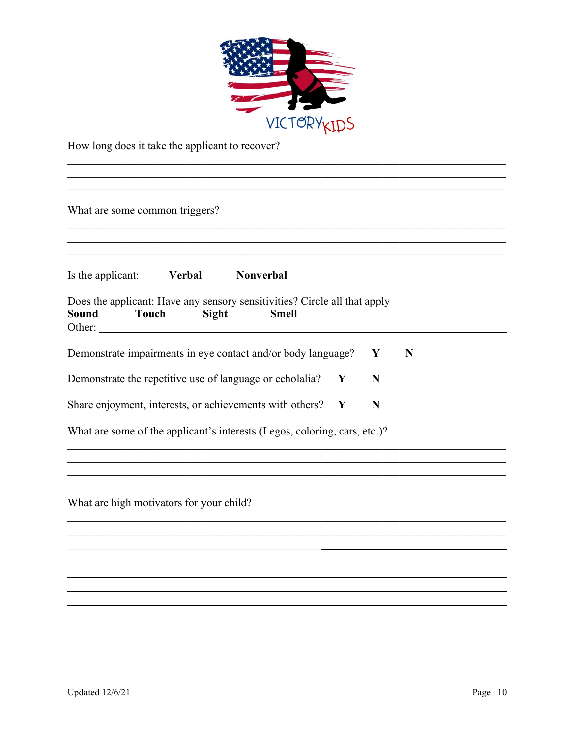How long does it take the applicant to recover?

\_\_\_\_\_\_\_\_\_\_\_\_\_\_\_\_\_\_\_\_\_\_\_\_\_\_\_\_\_\_\_\_\_\_\_\_\_\_\_\_\_\_\_\_\_\_\_\_\_\_\_\_\_\_\_\_\_\_\_\_\_\_\_\_\_\_\_\_\_\_\_\_
\_\_\_\_\_\_\_\_\_\_\_\_\_\_\_\_\_\_\_\_\_\_\_\_\_\_\_\_\_\_\_\_\_\_\_\_\_\_\_\_\_\_\_\_\_\_\_\_\_\_\_\_\_\_\_\_\_\_\_\_\_\_\_\_\_\_\_\_\_\_\_\_
\_\_\_\_\_\_\_\_\_\_\_\_\_\_\_\_\_\_\_\_\_\_\_\_\_\_\_\_\_\_\_\_\_\_\_\_\_\_\_\_\_\_\_\_\_\_\_\_\_\_\_\_\_\_\_\_\_\_\_\_\_\_\_\_\_\_\_\_\_\_\_\_

What are some common triggers?

\_\_\_\_\_\_\_\_\_\_\_\_\_\_\_\_\_\_\_\_\_\_\_\_\_\_\_\_\_\_\_\_\_\_\_\_\_\_\_\_\_\_\_\_\_\_\_\_\_\_\_\_\_\_\_\_\_\_\_\_\_\_\_\_\_\_\_\_\_\_\_\_
\_\_\_\_\_\_\_\_\_\_\_\_\_\_\_\_\_\_\_\_\_\_\_\_\_\_\_\_\_\_\_\_\_\_\_\_\_\_\_\_\_\_\_\_\_\_\_\_\_\_\_\_\_\_\_\_\_\_\_\_\_\_\_\_\_\_\_\_\_\_\_\_
\_\_\_\_\_\_\_\_\_\_\_\_\_\_\_\_\_\_\_\_\_\_\_\_\_\_\_\_\_\_\_\_\_\_\_\_\_\_\_\_\_\_\_\_\_\_\_\_\_\_\_\_\_\_\_\_\_\_\_\_\_\_\_\_\_\_\_\_\_\_\_\_

Is the applicant: **Verbal** **Nonverbal**

Does the applicant: Have any sensory sensitivities? Circle all that apply
**Sound** **Touch** **Sight** **Smell**
Other: \_\_\_\_\_\_\_\_\_\_\_\_\_\_\_\_\_\_\_\_\_\_\_\_\_\_\_\_\_\_\_\_\_\_\_\_\_\_\_\_\_\_\_\_\_\_\_\_\_\_\_\_\_\_\_\_\_\_\_\_\_\_\_\_\_\_

Demonstrate impairments in eye contact and/or body language? **Y** **N**

Demonstrate the repetitive use of language or echolalia? **Y** **N**

Share enjoyment, interests, or achievements with others? **Y** **N**

What are some of the applicant's interests (Legos, coloring, cars, etc.)?

\_\_\_\_\_\_\_\_\_\_\_\_\_\_\_\_\_\_\_\_\_\_\_\_\_\_\_\_\_\_\_\_\_\_\_\_\_\_\_\_\_\_\_\_\_\_\_\_\_\_\_\_\_\_\_\_\_\_\_\_\_\_\_\_\_\_\_\_\_\_\_\_
\_\_\_\_\_\_\_\_\_\_\_\_\_\_\_\_\_\_\_\_\_\_\_\_\_\_\_\_\_\_\_\_\_\_\_\_\_\_\_\_\_\_\_\_\_\_\_\_\_\_\_\_\_\_\_\_\_\_\_\_\_\_\_\_\_\_\_\_\_\_\_\_
\_\_\_\_\_\_\_\_\_\_\_\_\_\_\_\_\_\_\_\_\_\_\_\_\_\_\_\_\_\_\_\_\_\_\_\_\_\_\_\_\_\_\_\_\_\_\_\_\_\_\_\_\_\_\_\_\_\_\_\_\_\_\_\_\_\_\_\_\_\_\_\_

What are high motivators for your child?

\_\_\_\_\_\_\_\_\_\_\_\_\_\_\_\_\_\_\_\_\_\_\_\_\_\_\_\_\_\_\_\_\_\_\_\_\_\_\_\_\_\_\_\_\_\_\_\_\_\_\_\_\_\_\_\_\_\_\_\_\_\_\_\_\_\_\_\_\_\_\_\_
\_\_\_\_\_\_\_\_\_\_\_\_\_\_\_\_\_\_\_\_\_\_\_\_\_\_\_\_\_\_\_\_\_\_\_\_\_\_\_\_\_\_\_\_\_\_\_\_\_\_\_\_\_\_\_\_\_\_\_\_\_\_\_\_\_\_\_\_\_\_\_\_
\_\_\_\_\_\_\_\_\_\_\_\_\_\_\_\_\_\_\_\_\_\_\_\_\_\_\_\_\_\_\_\_\_\_\_\_\_\_\_\_\_\_\_\_\_\_\_\_\_\_\_\_\_\_\_\_\_\_\_\_\_\_\_\_\_\_\_\_\_\_\_\_
\_\_\_\_\_\_\_\_\_\_\_\_\_\_\_\_\_\_\_\_\_\_\_\_\_\_\_\_\_\_\_\_\_\_\_\_\_\_\_\_\_\_\_\_\_\_\_\_\_\_\_\_\_\_\_\_\_\_\_\_\_\_\_\_\_\_\_\_\_\_\_\_
\_\_\_\_\_\_\_\_\_\_\_\_\_\_\_\_\_\_\_\_\_\_\_\_\_\_\_\_\_\_\_\_\_\_\_\_\_\_\_\_\_\_\_\_\_\_\_\_\_\_\_\_\_\_\_\_\_\_\_\_\_\_\_\_\_\_\_\_\_\_\_\_
\_\_\_\_\_\_\_\_\_\_\_\_\_\_\_\_\_\_\_\_\_\_\_\_\_\_\_\_\_\_\_\_\_\_\_\_\_\_\_\_\_\_\_\_\_\_\_\_\_\_\_\_\_\_\_\_\_\_\_\_\_\_\_\_\_\_\_\_\_\_\_\_
\_\_\_\_\_\_\_\_\_\_\_\_\_\_\_\_\_\_\_\_\_\_\_\_\_\_\_\_\_\_\_\_\_\_\_\_\_\_\_\_\_\_\_\_\_\_\_\_\_\_\_\_\_\_\_\_\_\_\_\_\_\_\_\_\_\_\_\_\_\_\_\_

Updated 12/6/21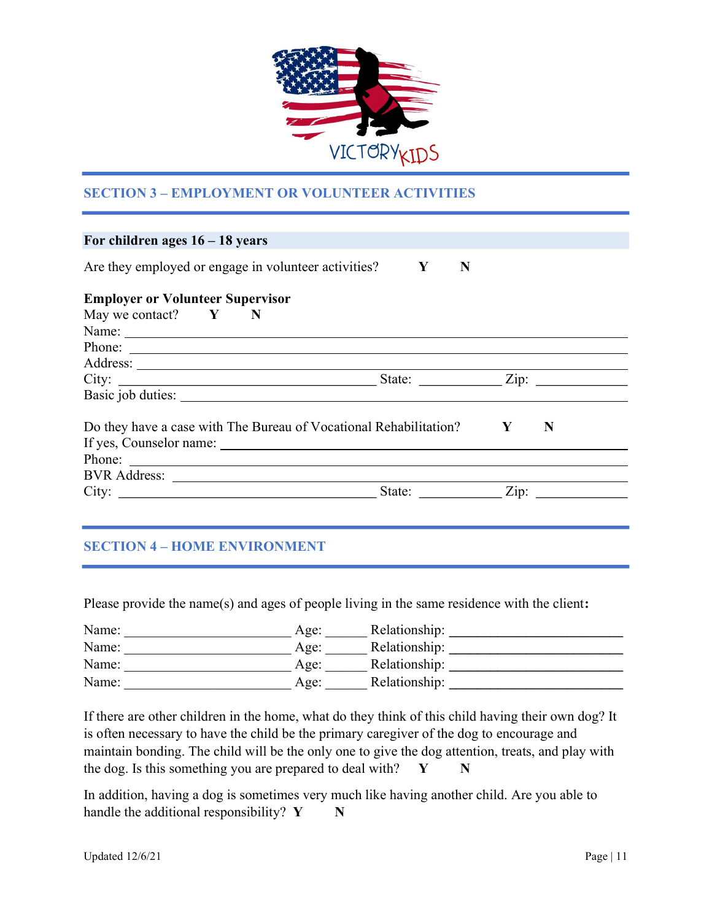## SECTION 3 – EMPLOYMENT OR VOLUNTEER ACTIVITIES

**For children ages 16 – 18 years**

Are they employed or engage in volunteer activities? **Y** **N**

**Employer or Volunteer Supervisor**

May we contact? **Y** **N**

Name: ______________________________

Phone: ______________________________

Address: ______________________________

City: ______________________ State: __________ Zip: __________

Basic job duties: ______________________________

Do they have a case with The Bureau of Vocational Rehabilitation? **Y** **N**

If yes, Counselor name: ______________________________

Phone: ______________________________

BVR Address: ______________________________

City: ______________________ State: __________ Zip: __________

## SECTION 4 – HOME ENVIRONMENT

Please provide the name(s) and ages of people living in the same residence with the client**:**

Name: ____________________ Age: ______ Relationship: ____________________

Name: ____________________ Age: ______ Relationship: ____________________

Name: ____________________ Age: ______ Relationship: ____________________

Name: ____________________ Age: ______ Relationship: ____________________

If there are other children in the home, what do they think of this child having their own dog? It is often necessary to have the child be the primary caregiver of the dog to encourage and maintain bonding. The child will be the only one to give the dog attention, treats, and play with the dog. Is this something you are prepared to deal with? **Y** **N**

In addition, having a dog is sometimes very much like having another child. Are you able to handle the additional responsibility? **Y** **N**

Updated 12/6/21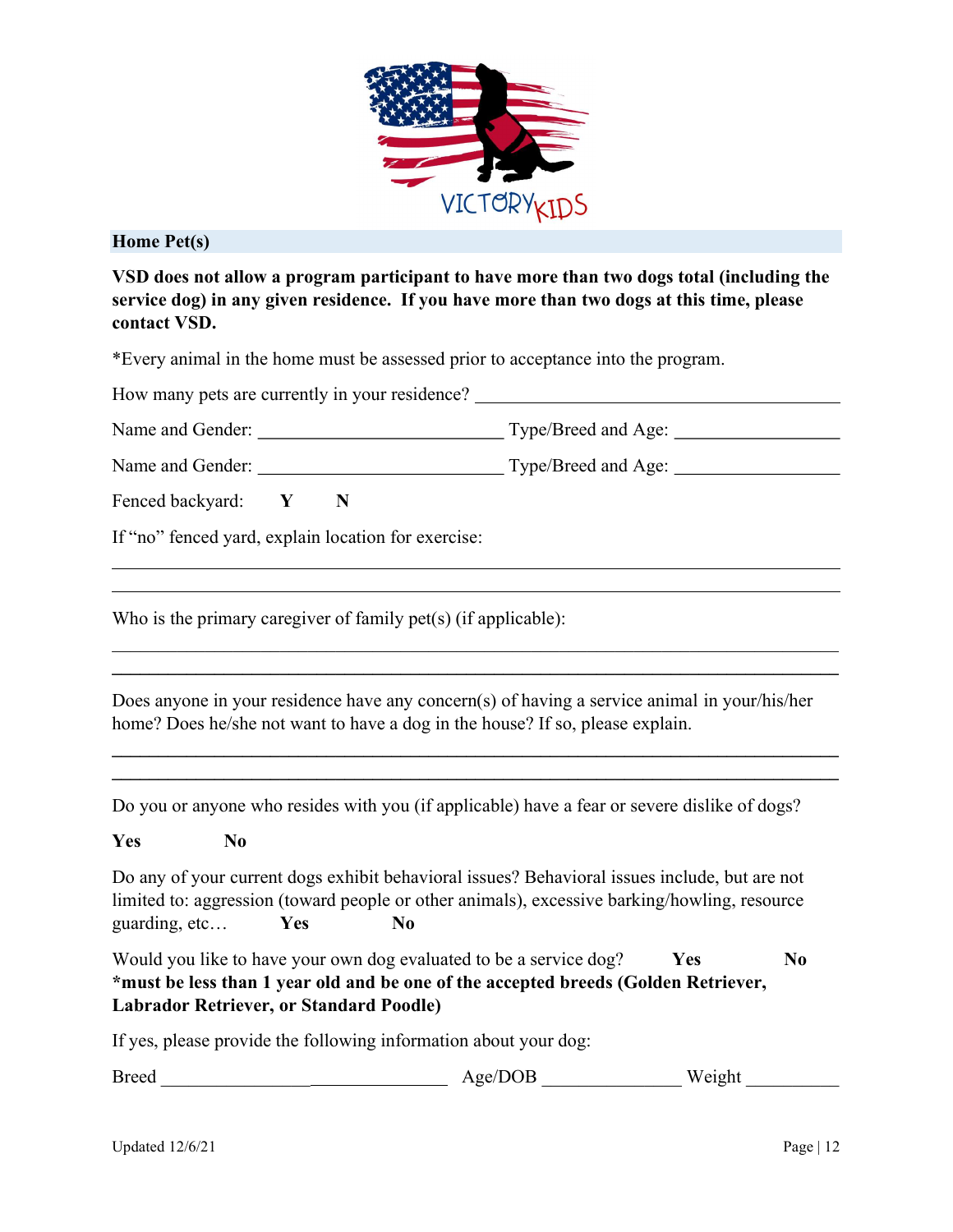VICTORY KIDS

## Home Pet(s)

**VSD does not allow a program participant to have more than two dogs total (including the service dog) in any given residence. If you have more than two dogs at this time, please contact VSD.**

*Every animal in the home must be assessed prior to acceptance into the program.

How many pets are currently in your residence? ________________________________________

Name and Gender: ___________________________ Type/Breed and Age: __________________

Name and Gender: ___________________________ Type/Breed and Age: __________________

Fenced backyard: **Y** **N**

If "no" fenced yard, explain location for exercise:

________________________________________________________________________________

________________________________________________________________________________

Who is the primary caregiver of family pet(s) (if applicable):

________________________________________________________________________________

________________________________________________________________________________

Does anyone in your residence have any concern(s) of having a service animal in your/his/her home? Does he/she not want to have a dog in the house? If so, please explain.

________________________________________________________________________________

________________________________________________________________________________

Do you or anyone who resides with you (if applicable) have a fear or severe dislike of dogs?

**Yes** **No**

Do any of your current dogs exhibit behavioral issues? Behavioral issues include, but are not limited to: aggression (toward people or other animals), excessive barking/howling, resource guarding, etc… **Yes** **No**

Would you like to have your own dog evaluated to be a service dog? **Yes** **No**
***must be less than 1 year old and be one of the accepted breeds (Golden Retriever, Labrador Retriever, or Standard Poodle)**

If yes, please provide the following information about your dog:

Breed ______________________________ Age/DOB _______________ Weight __________

Updated 12/6/21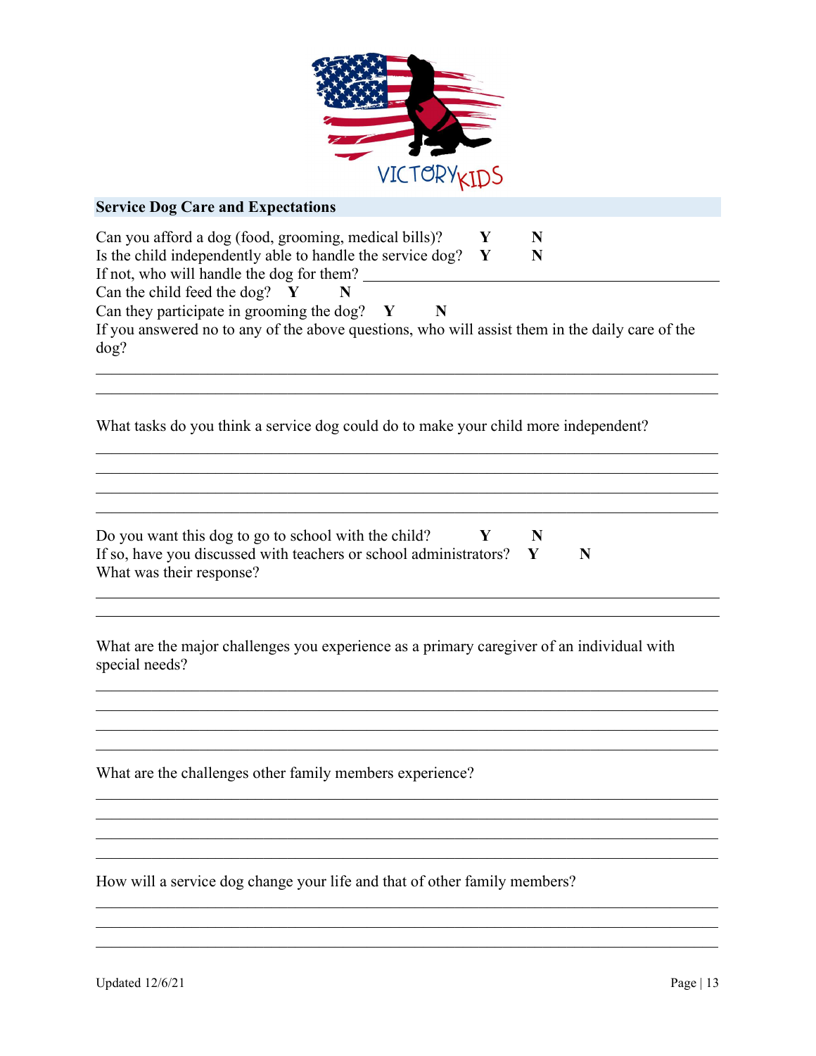## Service Dog Care and Expectations

Can you afford a dog (food, grooming, medical bills)? **Y** **N**
Is the child independently able to handle the service dog? **Y** **N**
If not, who will handle the dog for them? ______________________________
Can the child feed the dog? **Y** **N**
Can they participate in grooming the dog? **Y** **N**
If you answered no to any of the above questions, who will assist them in the daily care of the dog?

______________________________________________________________________
______________________________________________________________________

What tasks do you think a service dog could do to make your child more independent?

______________________________________________________________________
______________________________________________________________________
______________________________________________________________________
______________________________________________________________________

Do you want this dog to go to school with the child? **Y** **N**
If so, have you discussed with teachers or school administrators? **Y** **N**
What was their response?

______________________________________________________________________
______________________________________________________________________

What are the major challenges you experience as a primary caregiver of an individual with special needs?

______________________________________________________________________
______________________________________________________________________
______________________________________________________________________
______________________________________________________________________

What are the challenges other family members experience?

______________________________________________________________________
______________________________________________________________________
______________________________________________________________________
______________________________________________________________________

How will a service dog change your life and that of other family members?

______________________________________________________________________
______________________________________________________________________
______________________________________________________________________

Updated 12/6/21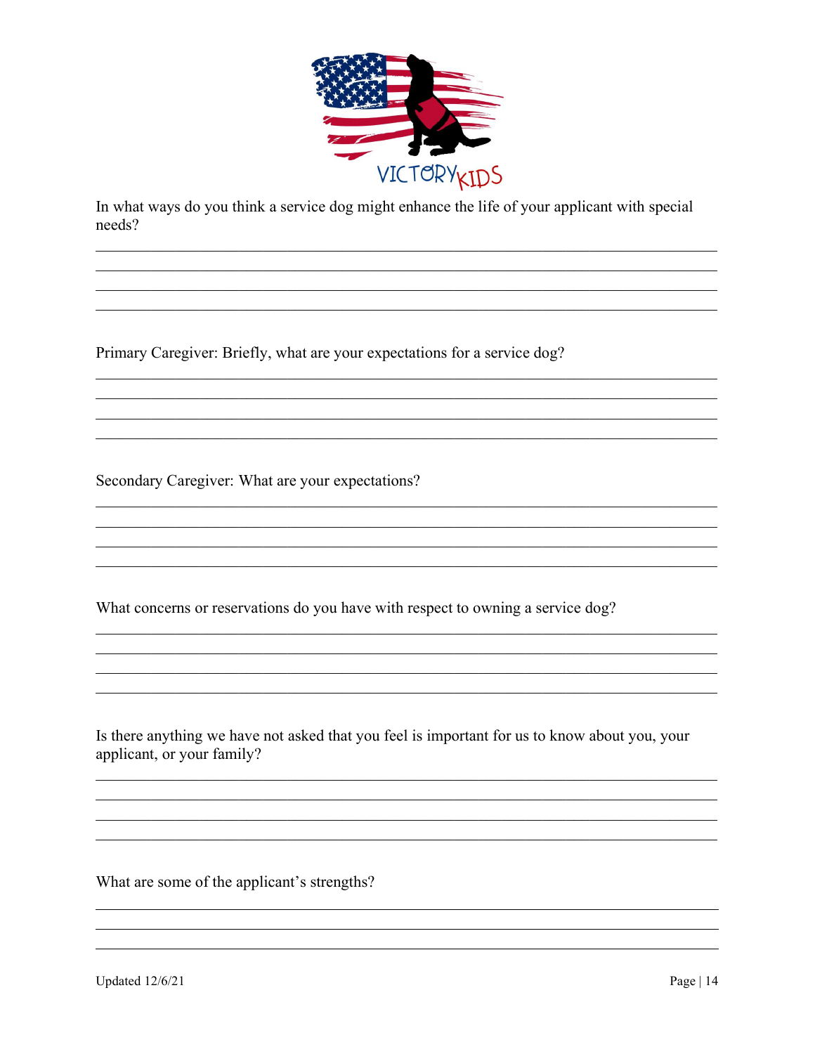In what ways do you think a service dog might enhance the life of your applicant with special needs?

\_\_\_\_\_\_\_\_\_\_\_\_\_\_\_\_\_\_\_\_\_\_\_\_\_\_\_\_\_\_\_\_\_\_\_\_\_\_\_\_\_\_\_\_\_\_\_\_\_\_\_\_\_\_\_\_\_\_\_\_\_\_\_\_\_\_\_\_\_\_\_\_\_\_
\_\_\_\_\_\_\_\_\_\_\_\_\_\_\_\_\_\_\_\_\_\_\_\_\_\_\_\_\_\_\_\_\_\_\_\_\_\_\_\_\_\_\_\_\_\_\_\_\_\_\_\_\_\_\_\_\_\_\_\_\_\_\_\_\_\_\_\_\_\_\_\_\_\_
\_\_\_\_\_\_\_\_\_\_\_\_\_\_\_\_\_\_\_\_\_\_\_\_\_\_\_\_\_\_\_\_\_\_\_\_\_\_\_\_\_\_\_\_\_\_\_\_\_\_\_\_\_\_\_\_\_\_\_\_\_\_\_\_\_\_\_\_\_\_\_\_\_\_
\_\_\_\_\_\_\_\_\_\_\_\_\_\_\_\_\_\_\_\_\_\_\_\_\_\_\_\_\_\_\_\_\_\_\_\_\_\_\_\_\_\_\_\_\_\_\_\_\_\_\_\_\_\_\_\_\_\_\_\_\_\_\_\_\_\_\_\_\_\_\_\_\_\_

Primary Caregiver: Briefly, what are your expectations for a service dog?

\_\_\_\_\_\_\_\_\_\_\_\_\_\_\_\_\_\_\_\_\_\_\_\_\_\_\_\_\_\_\_\_\_\_\_\_\_\_\_\_\_\_\_\_\_\_\_\_\_\_\_\_\_\_\_\_\_\_\_\_\_\_\_\_\_\_\_\_\_\_\_\_\_\_
\_\_\_\_\_\_\_\_\_\_\_\_\_\_\_\_\_\_\_\_\_\_\_\_\_\_\_\_\_\_\_\_\_\_\_\_\_\_\_\_\_\_\_\_\_\_\_\_\_\_\_\_\_\_\_\_\_\_\_\_\_\_\_\_\_\_\_\_\_\_\_\_\_\_
\_\_\_\_\_\_\_\_\_\_\_\_\_\_\_\_\_\_\_\_\_\_\_\_\_\_\_\_\_\_\_\_\_\_\_\_\_\_\_\_\_\_\_\_\_\_\_\_\_\_\_\_\_\_\_\_\_\_\_\_\_\_\_\_\_\_\_\_\_\_\_\_\_\_
\_\_\_\_\_\_\_\_\_\_\_\_\_\_\_\_\_\_\_\_\_\_\_\_\_\_\_\_\_\_\_\_\_\_\_\_\_\_\_\_\_\_\_\_\_\_\_\_\_\_\_\_\_\_\_\_\_\_\_\_\_\_\_\_\_\_\_\_\_\_\_\_\_\_

Secondary Caregiver: What are your expectations?

\_\_\_\_\_\_\_\_\_\_\_\_\_\_\_\_\_\_\_\_\_\_\_\_\_\_\_\_\_\_\_\_\_\_\_\_\_\_\_\_\_\_\_\_\_\_\_\_\_\_\_\_\_\_\_\_\_\_\_\_\_\_\_\_\_\_\_\_\_\_\_\_\_\_
\_\_\_\_\_\_\_\_\_\_\_\_\_\_\_\_\_\_\_\_\_\_\_\_\_\_\_\_\_\_\_\_\_\_\_\_\_\_\_\_\_\_\_\_\_\_\_\_\_\_\_\_\_\_\_\_\_\_\_\_\_\_\_\_\_\_\_\_\_\_\_\_\_\_
\_\_\_\_\_\_\_\_\_\_\_\_\_\_\_\_\_\_\_\_\_\_\_\_\_\_\_\_\_\_\_\_\_\_\_\_\_\_\_\_\_\_\_\_\_\_\_\_\_\_\_\_\_\_\_\_\_\_\_\_\_\_\_\_\_\_\_\_\_\_\_\_\_\_
\_\_\_\_\_\_\_\_\_\_\_\_\_\_\_\_\_\_\_\_\_\_\_\_\_\_\_\_\_\_\_\_\_\_\_\_\_\_\_\_\_\_\_\_\_\_\_\_\_\_\_\_\_\_\_\_\_\_\_\_\_\_\_\_\_\_\_\_\_\_\_\_\_\_

What concerns or reservations do you have with respect to owning a service dog?

\_\_\_\_\_\_\_\_\_\_\_\_\_\_\_\_\_\_\_\_\_\_\_\_\_\_\_\_\_\_\_\_\_\_\_\_\_\_\_\_\_\_\_\_\_\_\_\_\_\_\_\_\_\_\_\_\_\_\_\_\_\_\_\_\_\_\_\_\_\_\_\_\_\_
\_\_\_\_\_\_\_\_\_\_\_\_\_\_\_\_\_\_\_\_\_\_\_\_\_\_\_\_\_\_\_\_\_\_\_\_\_\_\_\_\_\_\_\_\_\_\_\_\_\_\_\_\_\_\_\_\_\_\_\_\_\_\_\_\_\_\_\_\_\_\_\_\_\_
\_\_\_\_\_\_\_\_\_\_\_\_\_\_\_\_\_\_\_\_\_\_\_\_\_\_\_\_\_\_\_\_\_\_\_\_\_\_\_\_\_\_\_\_\_\_\_\_\_\_\_\_\_\_\_\_\_\_\_\_\_\_\_\_\_\_\_\_\_\_\_\_\_\_
\_\_\_\_\_\_\_\_\_\_\_\_\_\_\_\_\_\_\_\_\_\_\_\_\_\_\_\_\_\_\_\_\_\_\_\_\_\_\_\_\_\_\_\_\_\_\_\_\_\_\_\_\_\_\_\_\_\_\_\_\_\_\_\_\_\_\_\_\_\_\_\_\_\_

Is there anything we have not asked that you feel is important for us to know about you, your applicant, or your family?

\_\_\_\_\_\_\_\_\_\_\_\_\_\_\_\_\_\_\_\_\_\_\_\_\_\_\_\_\_\_\_\_\_\_\_\_\_\_\_\_\_\_\_\_\_\_\_\_\_\_\_\_\_\_\_\_\_\_\_\_\_\_\_\_\_\_\_\_\_\_\_\_\_\_
\_\_\_\_\_\_\_\_\_\_\_\_\_\_\_\_\_\_\_\_\_\_\_\_\_\_\_\_\_\_\_\_\_\_\_\_\_\_\_\_\_\_\_\_\_\_\_\_\_\_\_\_\_\_\_\_\_\_\_\_\_\_\_\_\_\_\_\_\_\_\_\_\_\_
\_\_\_\_\_\_\_\_\_\_\_\_\_\_\_\_\_\_\_\_\_\_\_\_\_\_\_\_\_\_\_\_\_\_\_\_\_\_\_\_\_\_\_\_\_\_\_\_\_\_\_\_\_\_\_\_\_\_\_\_\_\_\_\_\_\_\_\_\_\_\_\_\_\_
\_\_\_\_\_\_\_\_\_\_\_\_\_\_\_\_\_\_\_\_\_\_\_\_\_\_\_\_\_\_\_\_\_\_\_\_\_\_\_\_\_\_\_\_\_\_\_\_\_\_\_\_\_\_\_\_\_\_\_\_\_\_\_\_\_\_\_\_\_\_\_\_\_\_

What are some of the applicant's strengths?

\_\_\_\_\_\_\_\_\_\_\_\_\_\_\_\_\_\_\_\_\_\_\_\_\_\_\_\_\_\_\_\_\_\_\_\_\_\_\_\_\_\_\_\_\_\_\_\_\_\_\_\_\_\_\_\_\_\_\_\_\_\_\_\_\_\_\_\_\_\_\_\_\_\_
\_\_\_\_\_\_\_\_\_\_\_\_\_\_\_\_\_\_\_\_\_\_\_\_\_\_\_\_\_\_\_\_\_\_\_\_\_\_\_\_\_\_\_\_\_\_\_\_\_\_\_\_\_\_\_\_\_\_\_\_\_\_\_\_\_\_\_\_\_\_\_\_\_\_
\_\_\_\_\_\_\_\_\_\_\_\_\_\_\_\_\_\_\_\_\_\_\_\_\_\_\_\_\_\_\_\_\_\_\_\_\_\_\_\_\_\_\_\_\_\_\_\_\_\_\_\_\_\_\_\_\_\_\_\_\_\_\_\_\_\_\_\_\_\_\_\_\_\_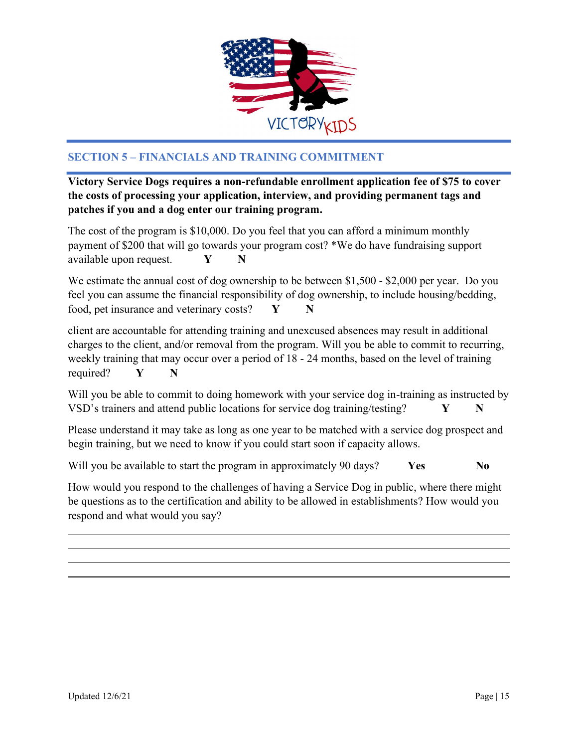VICTORY KIDS

## SECTION 5 – FINANCIALS AND TRAINING COMMITMENT

**Victory Service Dogs requires a non-refundable enrollment application fee of $75 to cover the costs of processing your application, interview, and providing permanent tags and patches if you and a dog enter our training program.**

The cost of the program is $10,000. Do you feel that you can afford a minimum monthly payment of $200 that will go towards your program cost? *We do have fundraising support available upon request. **Y** **N**

We estimate the annual cost of dog ownership to be between $1,500 - $2,000 per year. Do you feel you can assume the financial responsibility of dog ownership, to include housing/bedding, food, pet insurance and veterinary costs? **Y** **N**

client are accountable for attending training and unexcused absences may result in additional charges to the client, and/or removal from the program. Will you be able to commit to recurring, weekly training that may occur over a period of 18 - 24 months, based on the level of training required? **Y** **N**

Will you be able to commit to doing homework with your service dog in-training as instructed by VSD's trainers and attend public locations for service dog training/testing? **Y** **N**

Please understand it may take as long as one year to be matched with a service dog prospect and begin training, but we need to know if you could start soon if capacity allows.

Will you be available to start the program in approximately 90 days? **Yes** **No**

How would you respond to the challenges of having a Service Dog in public, where there might be questions as to the certification and ability to be allowed in establishments? How would you respond and what would you say?

\_\_\_\_\_\_\_\_\_\_\_\_\_\_\_\_\_\_\_\_\_\_\_\_\_\_\_\_\_\_\_\_\_\_\_\_\_\_\_\_\_\_\_\_\_\_\_\_\_\_\_\_\_\_\_\_\_\_\_\_\_\_\_\_\_\_\_\_\_\_\_\_

\_\_\_\_\_\_\_\_\_\_\_\_\_\_\_\_\_\_\_\_\_\_\_\_\_\_\_\_\_\_\_\_\_\_\_\_\_\_\_\_\_\_\_\_\_\_\_\_\_\_\_\_\_\_\_\_\_\_\_\_\_\_\_\_\_\_\_\_\_\_\_\_

\_\_\_\_\_\_\_\_\_\_\_\_\_\_\_\_\_\_\_\_\_\_\_\_\_\_\_\_\_\_\_\_\_\_\_\_\_\_\_\_\_\_\_\_\_\_\_\_\_\_\_\_\_\_\_\_\_\_\_\_\_\_\_\_\_\_\_\_\_\_\_\_

\_\_\_\_\_\_\_\_\_\_\_\_\_\_\_\_\_\_\_\_\_\_\_\_\_\_\_\_\_\_\_\_\_\_\_\_\_\_\_\_\_\_\_\_\_\_\_\_\_\_\_\_\_\_\_\_\_\_\_\_\_\_\_\_\_\_\_\_\_\_\_\_

Updated 12/6/21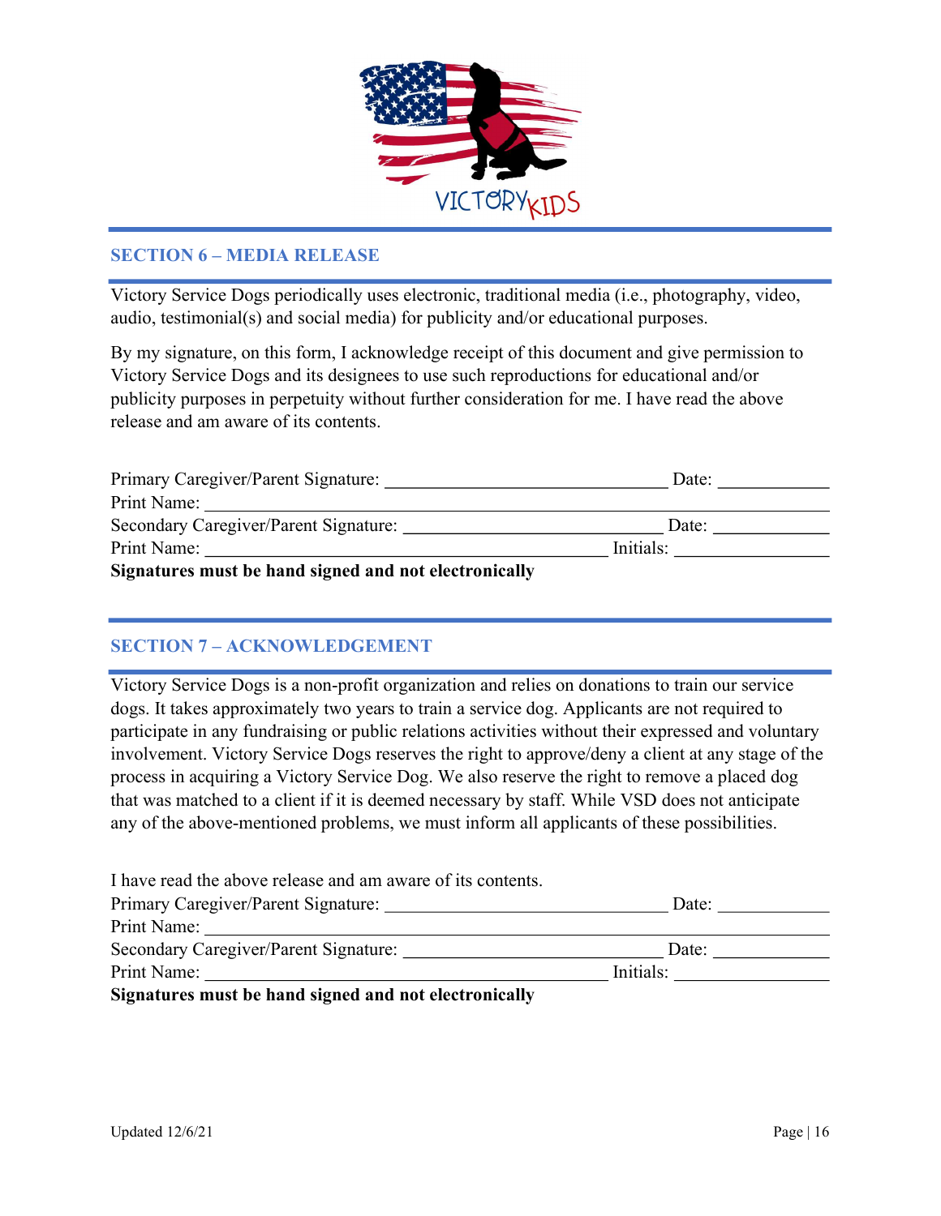## SECTION 6 – MEDIA RELEASE

Victory Service Dogs periodically uses electronic, traditional media (i.e., photography, video, audio, testimonial(s) and social media) for publicity and/or educational purposes.

By my signature, on this form, I acknowledge receipt of this document and give permission to Victory Service Dogs and its designees to use such reproductions for educational and/or publicity purposes in perpetuity without further consideration for me. I have read the above release and am aware of its contents.

Primary Caregiver/Parent Signature: ______________________________ Date: ____________
Print Name: ____________________________________________________________________
Secondary Caregiver/Parent Signature: ____________________________ Date: ____________
Print Name: _____________________________________________ Initials: ________________
**Signatures must be hand signed and not electronically**

## SECTION 7 – ACKNOWLEDGEMENT

Victory Service Dogs is a non-profit organization and relies on donations to train our service dogs. It takes approximately two years to train a service dog. Applicants are not required to participate in any fundraising or public relations activities without their expressed and voluntary involvement. Victory Service Dogs reserves the right to approve/deny a client at any stage of the process in acquiring a Victory Service Dog. We also reserve the right to remove a placed dog that was matched to a client if it is deemed necessary by staff. While VSD does not anticipate any of the above-mentioned problems, we must inform all applicants of these possibilities.

I have read the above release and am aware of its contents.
Primary Caregiver/Parent Signature: ______________________________ Date: ____________
Print Name: ____________________________________________________________________
Secondary Caregiver/Parent Signature: ____________________________ Date: ____________
Print Name: _____________________________________________ Initials: ________________
**Signatures must be hand signed and not electronically**

Updated 12/6/21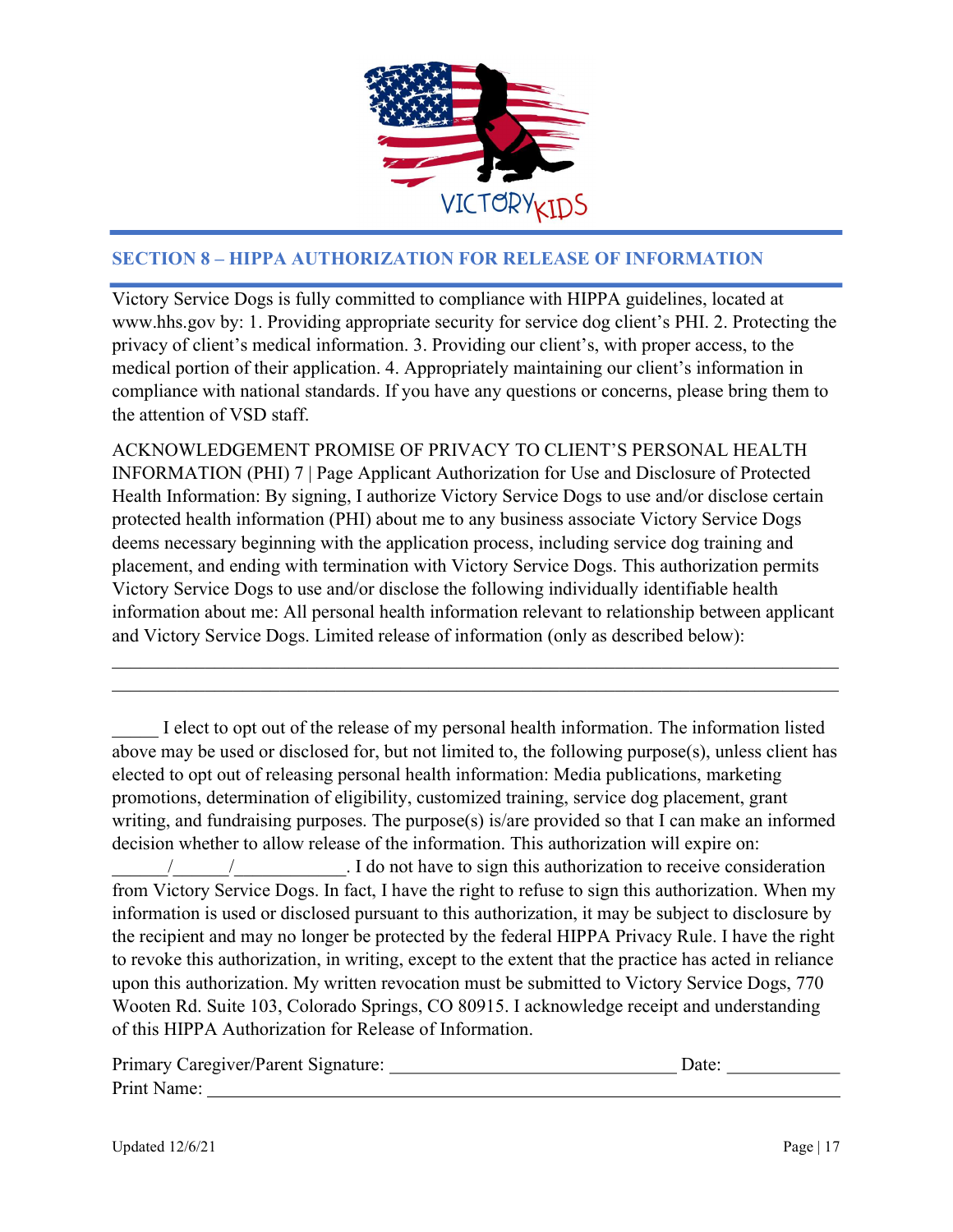## SECTION 8 – HIPPA AUTHORIZATION FOR RELEASE OF INFORMATION

Victory Service Dogs is fully committed to compliance with HIPPA guidelines, located at www.hhs.gov by: 1. Providing appropriate security for service dog client's PHI. 2. Protecting the privacy of client's medical information. 3. Providing our client's, with proper access, to the medical portion of their application. 4. Appropriately maintaining our client's information in compliance with national standards. If you have any questions or concerns, please bring them to the attention of VSD staff.

ACKNOWLEDGEMENT PROMISE OF PRIVACY TO CLIENT'S PERSONAL HEALTH INFORMATION (PHI) 7 | Page Applicant Authorization for Use and Disclosure of Protected Health Information: By signing, I authorize Victory Service Dogs to use and/or disclose certain protected health information (PHI) about me to any business associate Victory Service Dogs deems necessary beginning with the application process, including service dog training and placement, and ending with termination with Victory Service Dogs. This authorization permits Victory Service Dogs to use and/or disclose the following individually identifiable health information about me: All personal health information relevant to relationship between applicant and Victory Service Dogs. Limited release of information (only as described below):

\_\_\_\_\_\_\_\_\_\_\_\_\_\_\_\_\_\_\_\_\_\_\_\_\_\_\_\_\_\_\_\_\_\_\_\_\_\_\_\_\_\_\_\_\_\_\_\_\_\_\_\_\_\_\_\_\_\_\_\_\_\_\_\_\_\_\_\_\_\_\_\_\_\_

\_\_\_\_\_\_\_\_\_\_\_\_\_\_\_\_\_\_\_\_\_\_\_\_\_\_\_\_\_\_\_\_\_\_\_\_\_\_\_\_\_\_\_\_\_\_\_\_\_\_\_\_\_\_\_\_\_\_\_\_\_\_\_\_\_\_\_\_\_\_\_\_\_\_

\_\_\_\_\_ I elect to opt out of the release of my personal health information. The information listed above may be used or disclosed for, but not limited to, the following purpose(s), unless client has elected to opt out of releasing personal health information: Media publications, marketing promotions, determination of eligibility, customized training, service dog placement, grant writing, and fundraising purposes. The purpose(s) is/are provided so that I can make an informed decision whether to allow release of the information. This authorization will expire on: \_\_\_\_\_\_/\_\_\_\_\_\_/\_\_\_\_\_\_\_\_\_\_\_\_. I do not have to sign this authorization to receive consideration from Victory Service Dogs. In fact, I have the right to refuse to sign this authorization. When my information is used or disclosed pursuant to this authorization, it may be subject to disclosure by the recipient and may no longer be protected by the federal HIPPA Privacy Rule. I have the right to revoke this authorization, in writing, except to the extent that the practice has acted in reliance upon this authorization. My written revocation must be submitted to Victory Service Dogs, 770 Wooten Rd. Suite 103, Colorado Springs, CO 80915. I acknowledge receipt and understanding of this HIPPA Authorization for Release of Information.

Primary Caregiver/Parent Signature: \_\_\_\_\_\_\_\_\_\_\_\_\_\_\_\_\_\_\_\_\_\_\_\_\_\_\_\_\_\_\_\_ Date: \_\_\_\_\_\_\_\_\_\_\_\_

Print Name: \_\_\_\_\_\_\_\_\_\_\_\_\_\_\_\_\_\_\_\_\_\_\_\_\_\_\_\_\_\_\_\_\_\_\_\_\_\_\_\_\_\_\_\_\_\_\_\_\_\_\_\_\_\_\_\_\_\_\_\_\_\_\_\_

Updated 12/6/21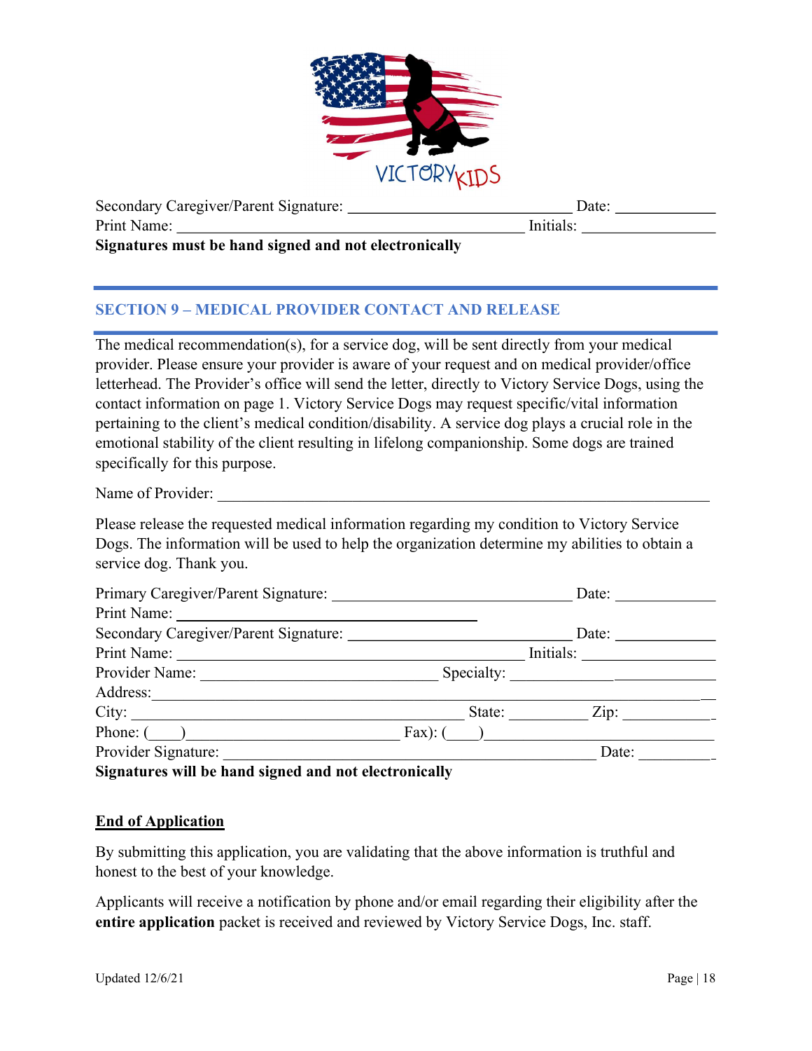Secondary Caregiver/Parent Signature: ____________________________ Date: ____________
Print Name: ____________________________________________ Initials: ________________
**Signatures must be hand signed and not electronically**

## SECTION 9 – MEDICAL PROVIDER CONTACT AND RELEASE

The medical recommendation(s), for a service dog, will be sent directly from your medical provider. Please ensure your provider is aware of your request and on medical provider/office letterhead. The Provider's office will send the letter, directly to Victory Service Dogs, using the contact information on page 1. Victory Service Dogs may request specific/vital information pertaining to the client's medical condition/disability. A service dog plays a crucial role in the emotional stability of the client resulting in lifelong companionship. Some dogs are trained specifically for this purpose.

Name of Provider: ______________________________________________________________

Please release the requested medical information regarding my condition to Victory Service Dogs. The information will be used to help the organization determine my abilities to obtain a service dog. Thank you.

Primary Caregiver/Parent Signature: ______________________________ Date: ____________
Print Name: ______________________________________
Secondary Caregiver/Parent Signature: ____________________________ Date: ____________
Print Name: ____________________________________________ Initials: ________________
Provider Name: ______________________________ Specialty: __________________________
Address: _______________________________________________________________________
City: ___________________________________________ State: __________ Zip: ___________
Phone: (____)___________________________ Fax): (____)____________________________
Provider Signature: ________________________________________________ Date: _________
**Signatures will be hand signed and not electronically**

**End of Application**

By submitting this application, you are validating that the above information is truthful and honest to the best of your knowledge.

Applicants will receive a notification by phone and/or email regarding their eligibility after the **entire application** packet is received and reviewed by Victory Service Dogs, Inc. staff.

Updated 12/6/21